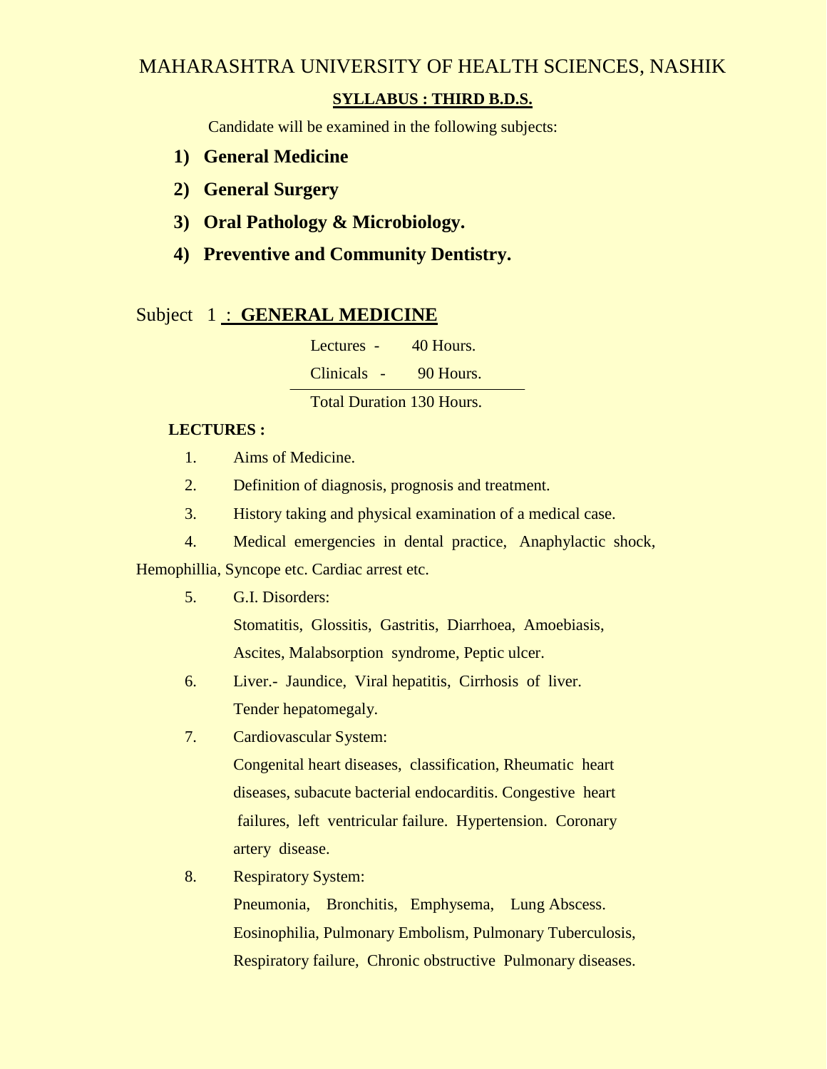# MAHARASHTRA UNIVERSITY OF HEALTH SCIENCES, NASHIK

## SYLLABUS : THIRD B.D.S.

Candidate will be examined in the following subjects:

1) **General Medicine**
2) **General Surgery**
3) **Oral Pathology & Microbiology.**
4) **Preventive and Community Dentistry.**

## Subject 1 : GENERAL MEDICINE

Lectures - 40 Hours.

Clinicals - 90 Hours.

Total Duration 130 Hours.

**LECTURES :**

1. Aims of Medicine.
2. Definition of diagnosis, prognosis and treatment.
3. History taking and physical examination of a medical case.
4. Medical emergencies in dental practice, Anaphylactic shock, Hemophillia, Syncope etc. Cardiac arrest etc.
5. G.I. Disorders:
   Stomatitis, Glossitis, Gastritis, Diarrhoea, Amoebiasis, Ascites, Malabsorption syndrome, Peptic ulcer.
6. Liver.- Jaundice, Viral hepatitis, Cirrhosis of liver. Tender hepatomegaly.
7. Cardiovascular System:
   Congenital heart diseases, classification, Rheumatic heart diseases, subacute bacterial endocarditis. Congestive heart failures, left ventricular failure. Hypertension. Coronary artery disease.
8. Respiratory System:
   Pneumonia, Bronchitis, Emphysema, Lung Abscess. Eosinophilia, Pulmonary Embolism, Pulmonary Tuberculosis, Respiratory failure, Chronic obstructive Pulmonary diseases.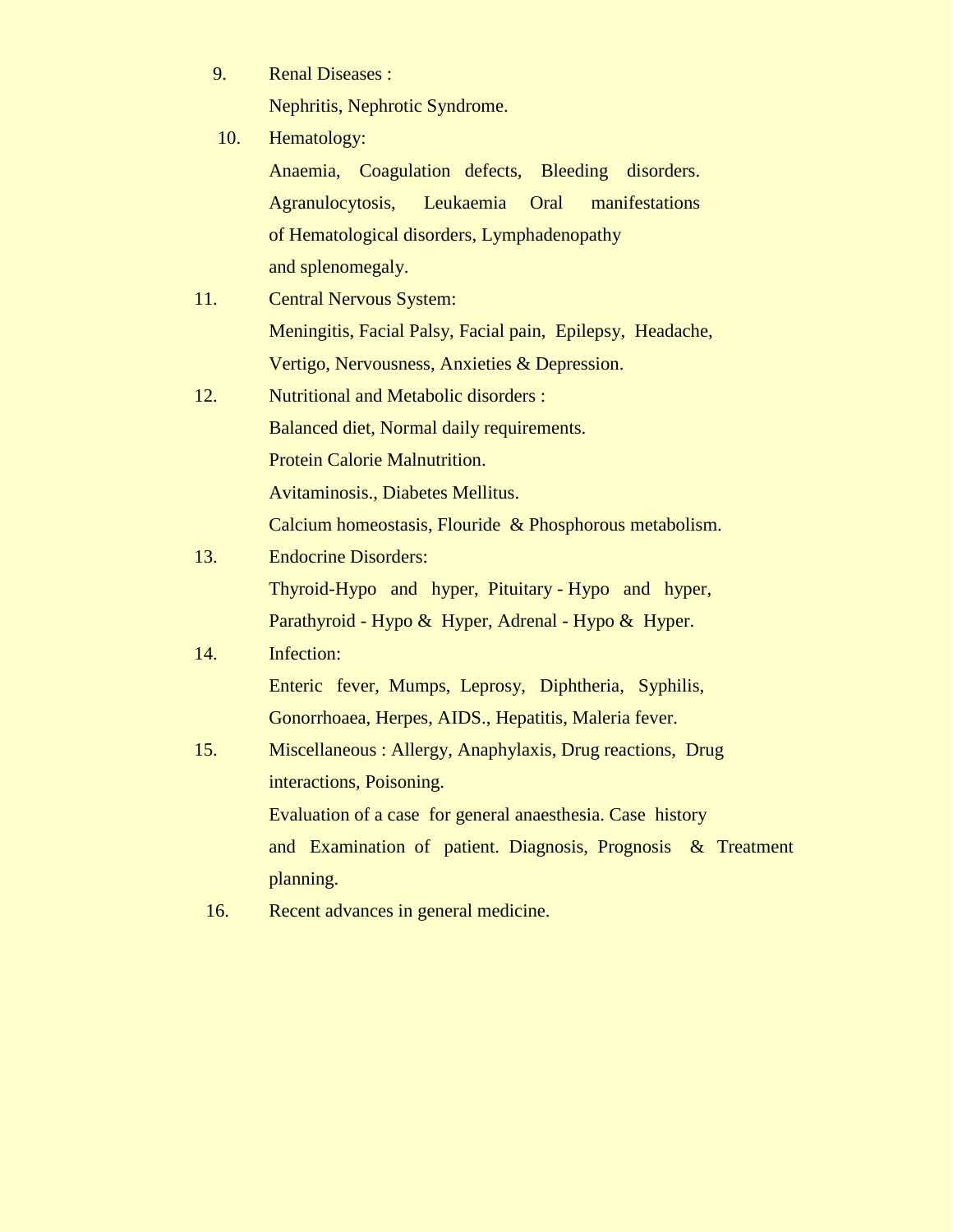9. Renal Diseases :

   Nephritis, Nephrotic Syndrome.

10. Hematology:

    Anaemia, Coagulation defects, Bleeding disorders. Agranulocytosis, Leukaemia Oral manifestations of Hematological disorders, Lymphadenopathy and splenomegaly.

11. Central Nervous System:

    Meningitis, Facial Palsy, Facial pain, Epilepsy, Headache, Vertigo, Nervousness, Anxieties & Depression.

12. Nutritional and Metabolic disorders :

    Balanced diet, Normal daily requirements.

    Protein Calorie Malnutrition.

    Avitaminosis., Diabetes Mellitus.

    Calcium homeostasis, Flouride & Phosphorous metabolism.

13. Endocrine Disorders:

    Thyroid-Hypo and hyper, Pituitary - Hypo and hyper, Parathyroid - Hypo & Hyper, Adrenal - Hypo & Hyper.

14. Infection:

    Enteric fever, Mumps, Leprosy, Diphtheria, Syphilis, Gonorrhoaea, Herpes, AIDS., Hepatitis, Maleria fever.

15. Miscellaneous : Allergy, Anaphylaxis, Drug reactions, Drug interactions, Poisoning.

    Evaluation of a case for general anaesthesia. Case history and Examination of patient. Diagnosis, Prognosis & Treatment planning.

16. Recent advances in general medicine.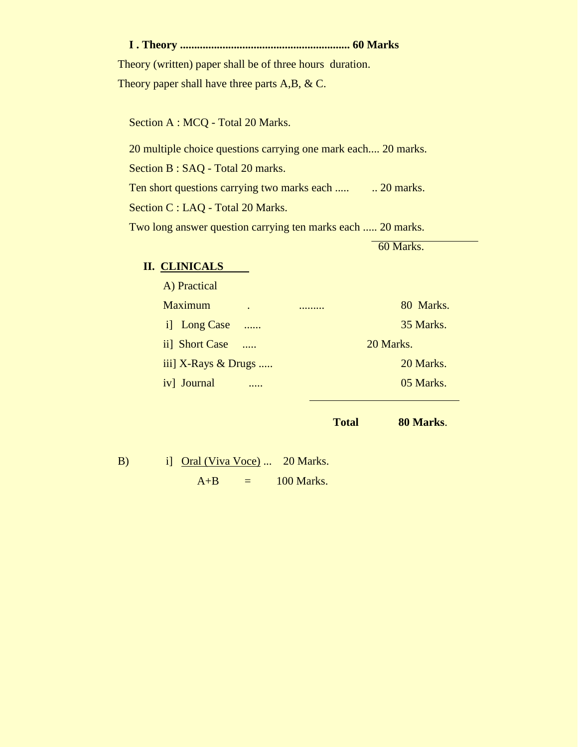**I . Theory ........................................................... 60 Marks**

Theory (written) paper shall be of three hours duration.

Theory paper shall have three parts A,B, & C.

Section A : MCQ - Total 20 Marks.

20 multiple choice questions carrying one mark each.... 20 marks.

Section B : SAQ - Total 20 marks.

Ten short questions carrying two marks each ..... .. 20 marks.

Section C : LAQ - Total 20 Marks.

Two long answer question carrying ten marks each ..... 20 marks.

60 Marks.

**II. <u>CLINICALS</u>**

A) Practical

| | |
|---|---|
| Maximum . ......... | 80 Marks. |
| i] Long Case ...... | 35 Marks. |
| ii] Short Case ..... | 20 Marks. |
| iii] X-Rays & Drugs ..... | 20 Marks. |
| iv] Journal ..... | 05 Marks. |
| **Total** | **80 Marks**. |

B) i] <u>Oral (Viva Voce)</u> ... 20 Marks.

A+B = 100 Marks.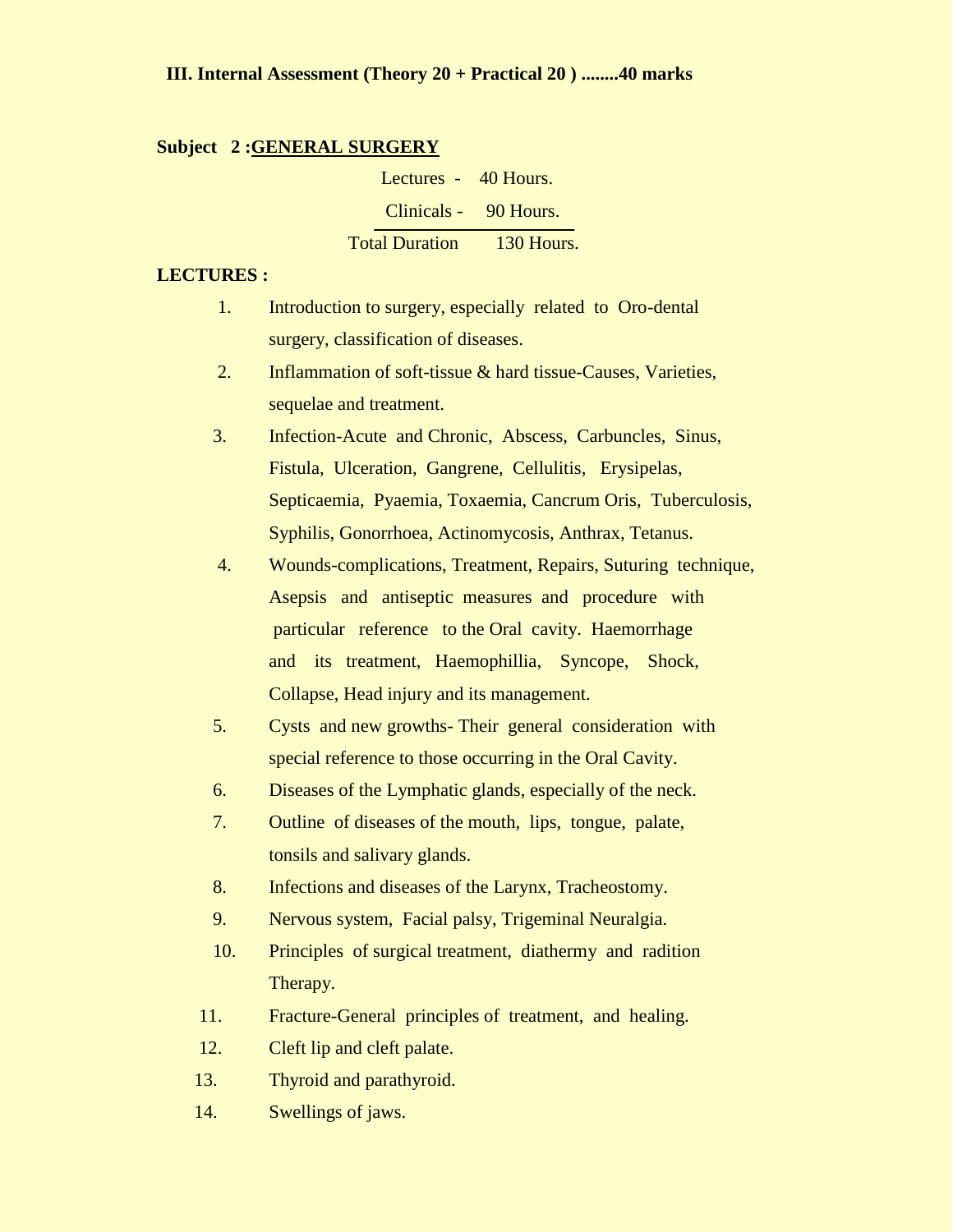**III. Internal Assessment (Theory 20 + Practical 20 ) ........40 marks**

**Subject 2 :<u>GENERAL SURGERY</u>**

| | |
|---|---|
| Lectures - | 40 Hours. |
| Clinicals - | 90 Hours. |
| Total Duration | 130 Hours. |

**LECTURES :**

1. Introduction to surgery, especially related to Oro-dental surgery, classification of diseases.
2. Inflammation of soft-tissue & hard tissue-Causes, Varieties, sequelae and treatment.
3. Infection-Acute and Chronic, Abscess, Carbuncles, Sinus, Fistula, Ulceration, Gangrene, Cellulitis, Erysipelas, Septicaemia, Pyaemia, Toxaemia, Cancrum Oris, Tuberculosis, Syphilis, Gonorrhoea, Actinomycosis, Anthrax, Tetanus.
4. Wounds-complications, Treatment, Repairs, Suturing technique, Asepsis and antiseptic measures and procedure with particular reference to the Oral cavity. Haemorrhage and its treatment, Haemophillia, Syncope, Shock, Collapse, Head injury and its management.
5. Cysts and new growths- Their general consideration with special reference to those occurring in the Oral Cavity.
6. Diseases of the Lymphatic glands, especially of the neck.
7. Outline of diseases of the mouth, lips, tongue, palate, tonsils and salivary glands.
8. Infections and diseases of the Larynx, Tracheostomy.
9. Nervous system, Facial palsy, Trigeminal Neuralgia.
10. Principles of surgical treatment, diathermy and radition Therapy.
11. Fracture-General principles of treatment, and healing.
12. Cleft lip and cleft palate.
13. Thyroid and parathyroid.
14. Swellings of jaws.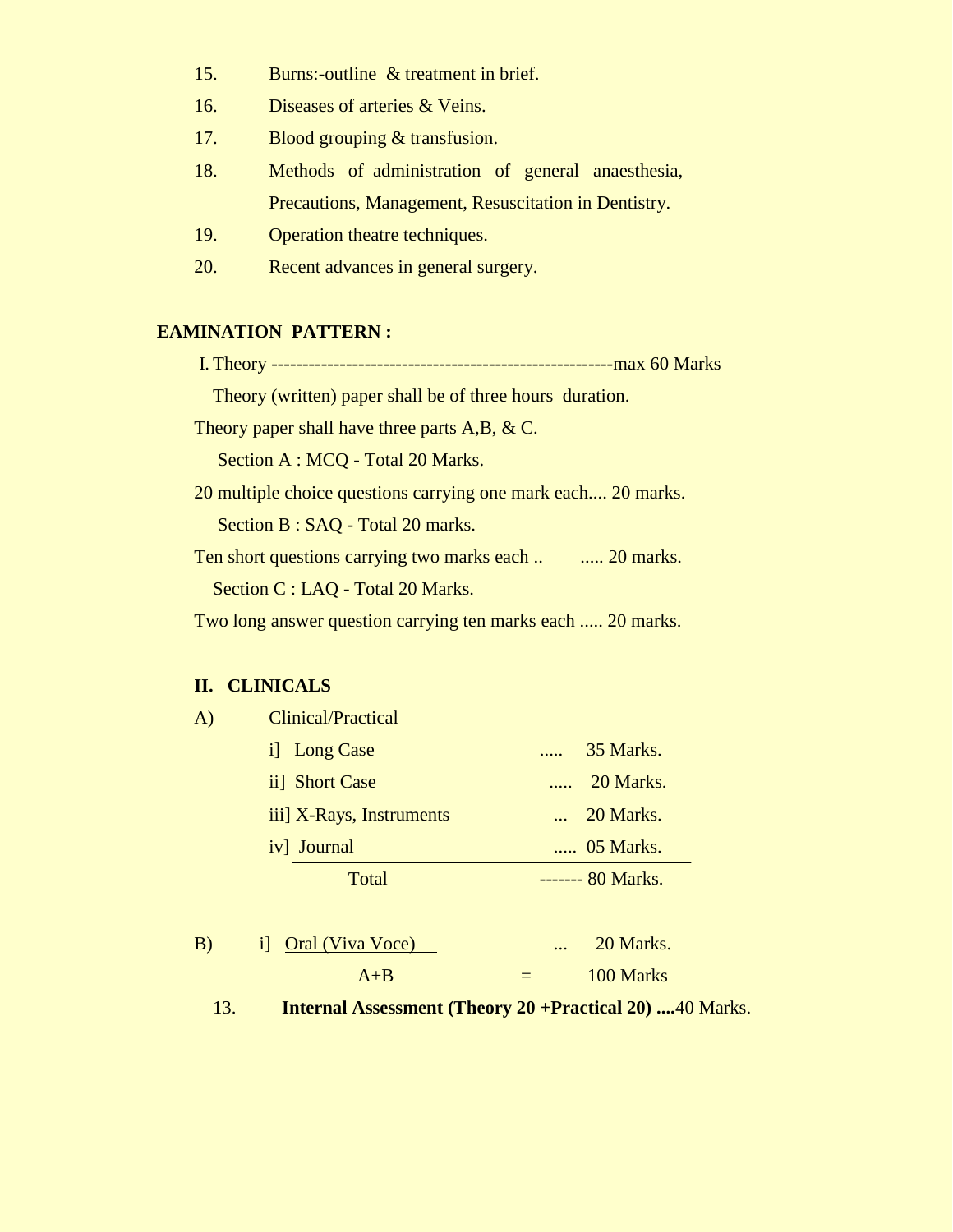15. Burns:-outline & treatment in brief.
16. Diseases of arteries & Veins.
17. Blood grouping & transfusion.
18. Methods of administration of general anaesthesia, Precautions, Management, Resuscitation in Dentistry.
19. Operation theatre techniques.
20. Recent advances in general surgery.

**EAMINATION PATTERN :**

I. Theory -------------------------------------------------------max 60 Marks

Theory (written) paper shall be of three hours duration.

Theory paper shall have three parts A,B, & C.

Section A : MCQ - Total 20 Marks.

20 multiple choice questions carrying one mark each.... 20 marks.

Section B : SAQ - Total 20 marks.

Ten short questions carrying two marks each .. ..... 20 marks.

Section C : LAQ - Total 20 Marks.

Two long answer question carrying ten marks each ..... 20 marks.

**II. CLINICALS**

A) Clinical/Practical

| | | |
|---|---|---|
| i] Long Case | ..... | 35 Marks. |
| ii] Short Case | ..... | 20 Marks. |
| iii] X-Rays, Instruments | ... | 20 Marks. |
| iv] Journal | ..... | 05 Marks. |
| Total | ------- | 80 Marks. |

B) i] Oral (Viva Voce) ... 20 Marks.

A+B = 100 Marks

13. **Internal Assessment (Theory 20 +Practical 20) ....**40 Marks.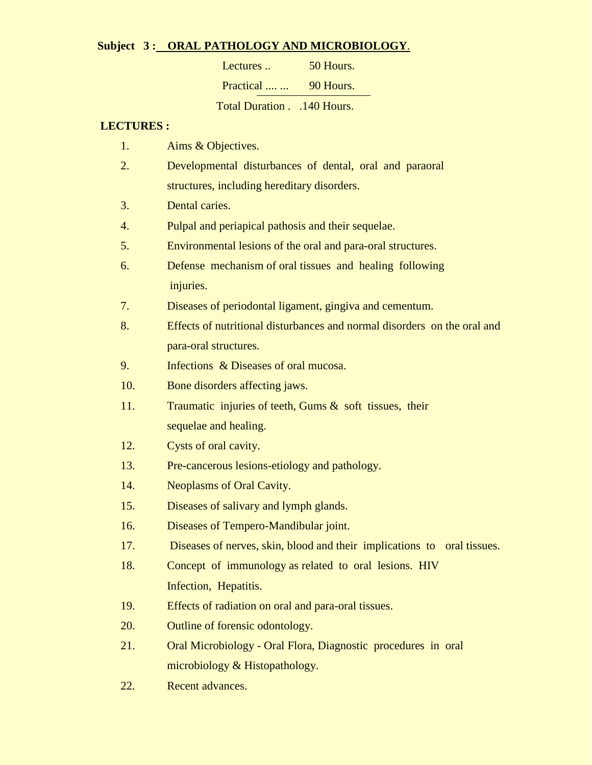**Subject 3 : <u>ORAL PATHOLOGY AND MICROBIOLOGY</u>.**

Lectures .. 50 Hours.

Practical .... ... 90 Hours.

Total Duration . .140 Hours.

**LECTURES :**

1. Aims & Objectives.
2. Developmental disturbances of dental, oral and paraoral structures, including hereditary disorders.
3. Dental caries.
4. Pulpal and periapical pathosis and their sequelae.
5. Environmental lesions of the oral and para-oral structures.
6. Defense mechanism of oral tissues and healing following injuries.
7. Diseases of periodontal ligament, gingiva and cementum.
8. Effects of nutritional disturbances and normal disorders on the oral and para-oral structures.
9. Infections & Diseases of oral mucosa.
10. Bone disorders affecting jaws.
11. Traumatic injuries of teeth, Gums & soft tissues, their sequelae and healing.
12. Cysts of oral cavity.
13. Pre-cancerous lesions-etiology and pathology.
14. Neoplasms of Oral Cavity.
15. Diseases of salivary and lymph glands.
16. Diseases of Tempero-Mandibular joint.
17. Diseases of nerves, skin, blood and their implications to oral tissues.
18. Concept of immunology as related to oral lesions. HIV Infection, Hepatitis.
19. Effects of radiation on oral and para-oral tissues.
20. Outline of forensic odontology.
21. Oral Microbiology - Oral Flora, Diagnostic procedures in oral microbiology & Histopathology.
22. Recent advances.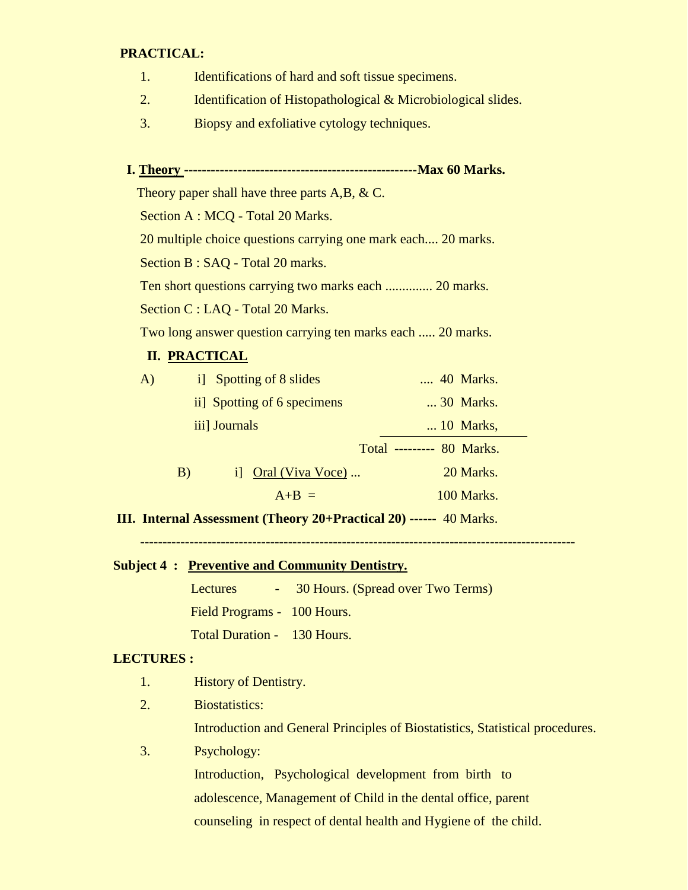**PRACTICAL:**

1. Identifications of hard and soft tissue specimens.
2. Identification of Histopathological & Microbiological slides.
3. Biopsy and exfoliative cytology techniques.

**I. <u>Theory</u> ---------------------------------------------------Max 60 Marks.**

Theory paper shall have three parts A,B, & C.

Section A : MCQ - Total 20 Marks.

20 multiple choice questions carrying one mark each.... 20 marks.

Section B : SAQ - Total 20 marks.

Ten short questions carrying two marks each .............. 20 marks.

Section C : LAQ - Total 20 Marks.

Two long answer question carrying ten marks each ..... 20 marks.

**II. <u>PRACTICAL</u>**

| | | |
|---|---|---|
| A) | i] Spotting of 8 slides | .... 40 Marks. |
| | ii] Spotting of 6 specimens | ... 30 Marks. |
| | iii] Journals | ... 10 Marks, |
| | Total | --------- 80 Marks. |
| B) | i] <u>Oral (Viva Voce)</u> ... | 20 Marks. |
| | A+B = | 100 Marks. |

**III. Internal Assessment (Theory 20+Practical 20) ------** 40 Marks.

---

**Subject 4 : <u>Preventive and Community Dentistry.</u>**

Lectures - 30 Hours. (Spread over Two Terms)

Field Programs - 100 Hours.

Total Duration - 130 Hours.

**LECTURES :**

1. History of Dentistry.
2. Biostatistics:

   Introduction and General Principles of Biostatistics, Statistical procedures.
3. Psychology:

   Introduction, Psychological development from birth to adolescence, Management of Child in the dental office, parent counseling in respect of dental health and Hygiene of the child.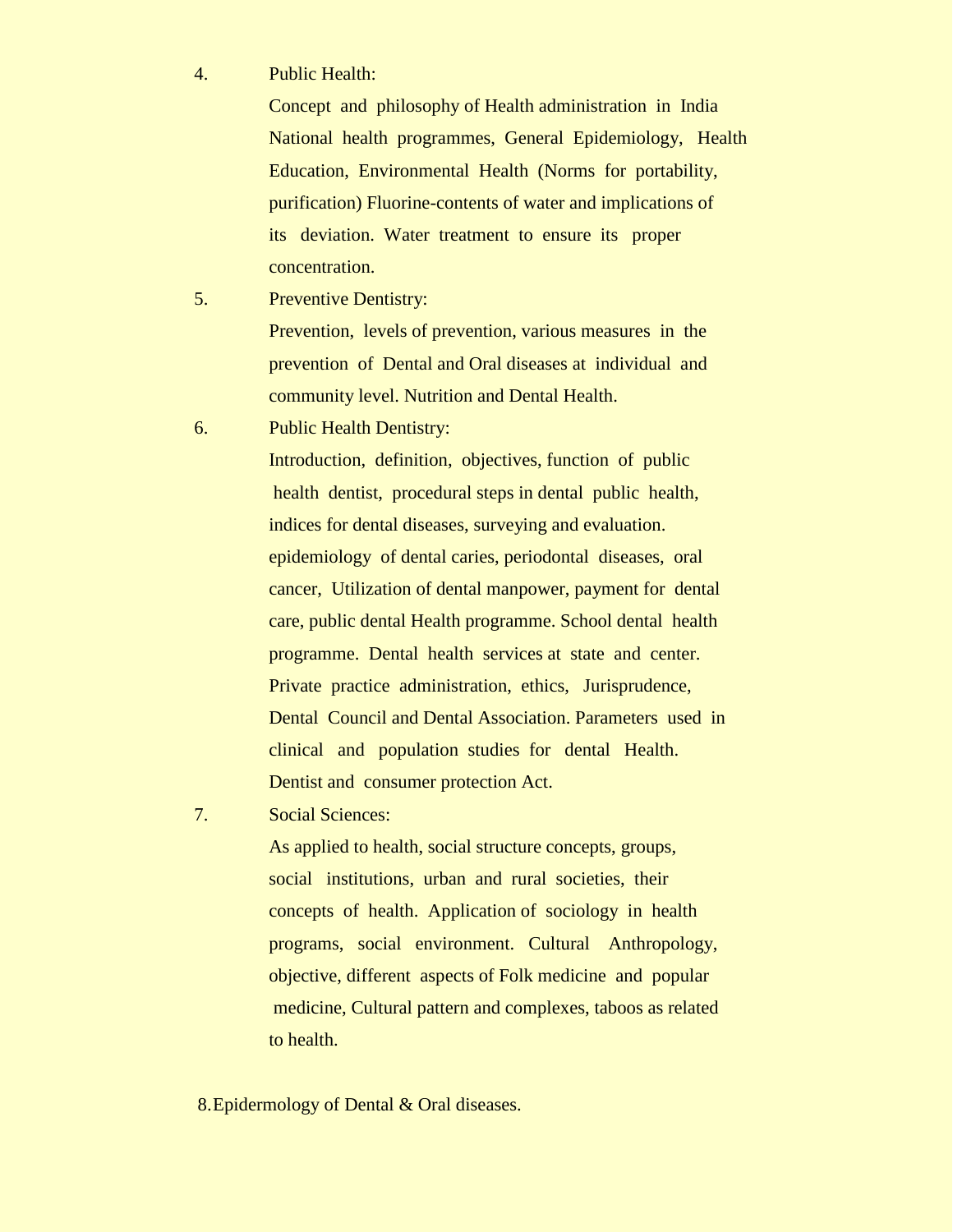4. Public Health:

   Concept and philosophy of Health administration in India National health programmes, General Epidemiology, Health Education, Environmental Health (Norms for portability, purification) Fluorine-contents of water and implications of its deviation. Water treatment to ensure its proper concentration.

5. Preventive Dentistry:

   Prevention, levels of prevention, various measures in the prevention of Dental and Oral diseases at individual and community level. Nutrition and Dental Health.

6. Public Health Dentistry:

   Introduction, definition, objectives, function of public health dentist, procedural steps in dental public health, indices for dental diseases, surveying and evaluation. epidemiology of dental caries, periodontal diseases, oral cancer, Utilization of dental manpower, payment for dental care, public dental Health programme. School dental health programme. Dental health services at state and center. Private practice administration, ethics, Jurisprudence, Dental Council and Dental Association. Parameters used in clinical and population studies for dental Health. Dentist and consumer protection Act.

7. Social Sciences:

   As applied to health, social structure concepts, groups, social institutions, urban and rural societies, their concepts of health. Application of sociology in health programs, social environment. Cultural Anthropology, objective, different aspects of Folk medicine and popular medicine, Cultural pattern and complexes, taboos as related to health.

8. Epidermology of Dental & Oral diseases.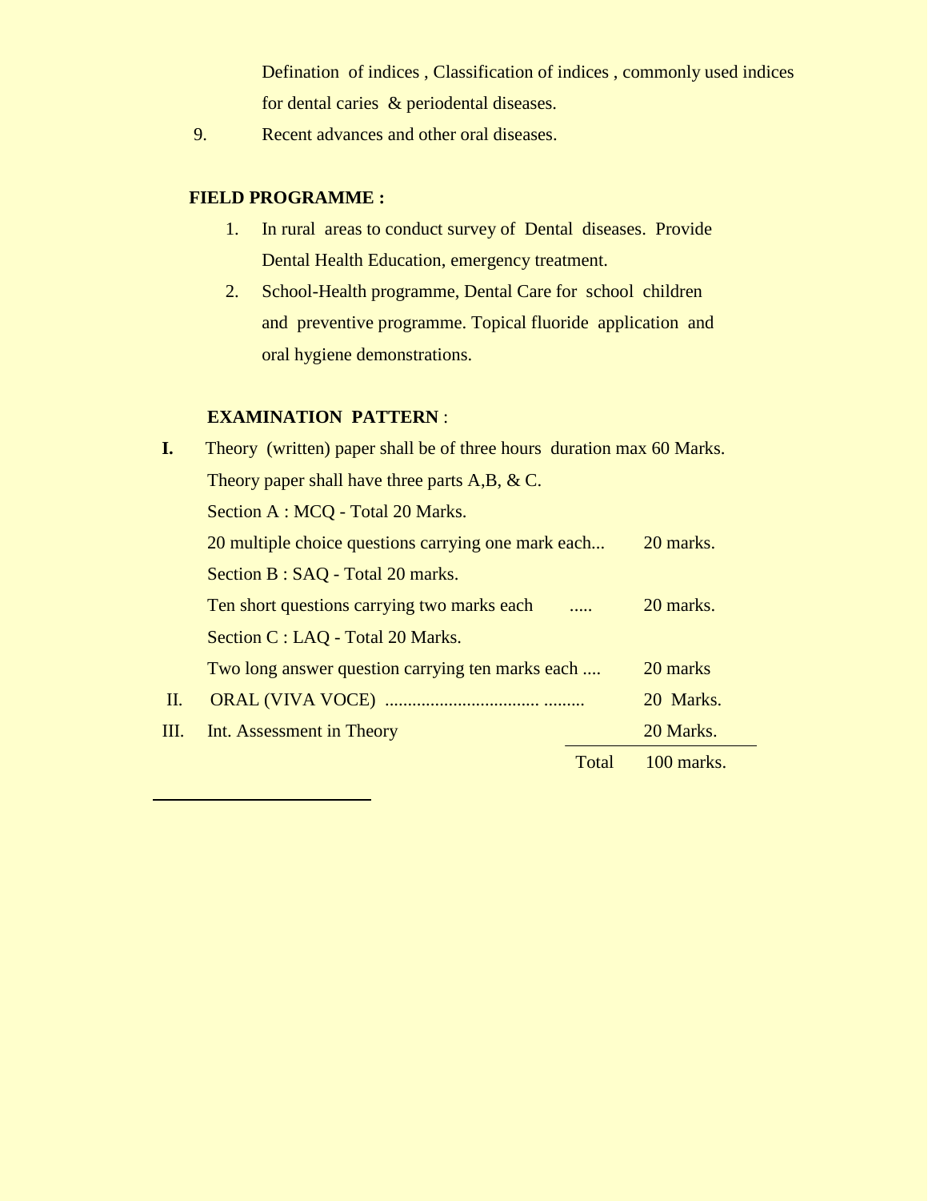Defination  of indices , Classification of indices , commonly used indices for dental caries  & periodental diseases.

9. Recent advances and other oral diseases.

**FIELD PROGRAMME :**

1. In rural  areas to conduct survey of  Dental  diseases.  Provide Dental Health Education, emergency treatment.
2. School-Health programme, Dental Care for  school  children and  preventive programme. Topical fluoride  application  and oral hygiene demonstrations.

**EXAMINATION  PATTERN** :

**I.** Theory  (written) paper shall be of three hours  duration max 60 Marks.

Theory paper shall have three parts A,B, & C.

Section A : MCQ - Total 20 Marks.

20 multiple choice questions carrying one mark each... 20 marks.

Section B : SAQ - Total 20 marks.

Ten short questions carrying two marks each ..... 20 marks.

Section C : LAQ - Total 20 Marks.

Two long answer question carrying ten marks each .... 20 marks

II. ORAL (VIVA VOCE) ................................. ......... 20  Marks.

III. Int. Assessment in Theory 20 Marks.

Total 100 marks.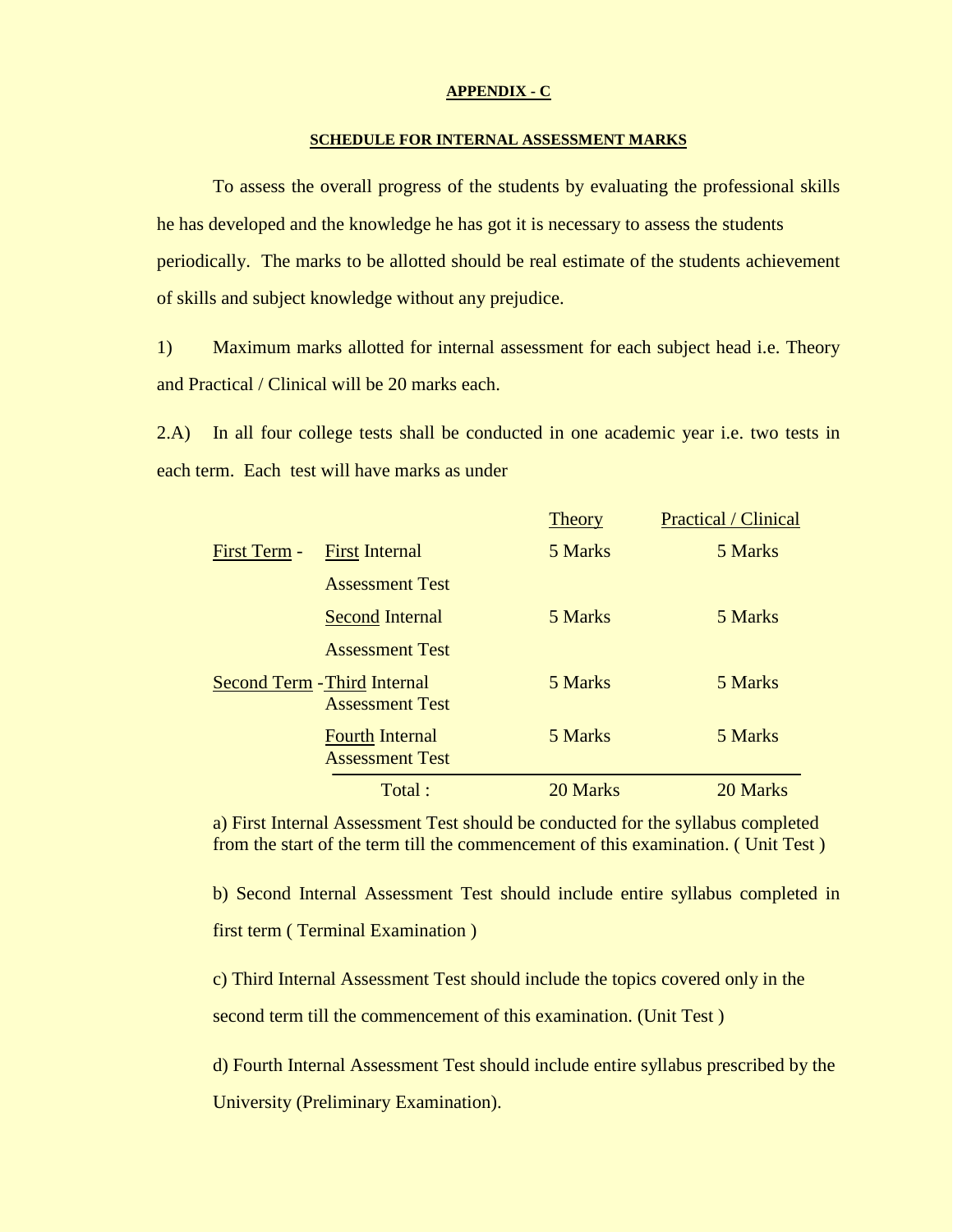## APPENDIX - C

### SCHEDULE FOR INTERNAL ASSESSMENT MARKS

To assess the overall progress of the students by evaluating the professional skills he has developed and the knowledge he has got it is necessary to assess the students periodically. The marks to be allotted should be real estimate of the students achievement of skills and subject knowledge without any prejudice.

1) Maximum marks allotted for internal assessment for each subject head i.e. Theory and Practical / Clinical will be 20 marks each.

2.A) In all four college tests shall be conducted in one academic year i.e. two tests in each term. Each test will have marks as under

| | | Theory | Practical / Clinical |
|---|---|---|---|
| First Term - | First Internal Assessment Test | 5 Marks | 5 Marks |
| | Second Internal Assessment Test | 5 Marks | 5 Marks |
| Second Term - | Third Internal Assessment Test | 5 Marks | 5 Marks |
| | Fourth Internal Assessment Test | 5 Marks | 5 Marks |
| | Total : | 20 Marks | 20 Marks |

a) First Internal Assessment Test should be conducted for the syllabus completed from the start of the term till the commencement of this examination. ( Unit Test )

b) Second Internal Assessment Test should include entire syllabus completed in first term ( Terminal Examination )

c) Third Internal Assessment Test should include the topics covered only in the second term till the commencement of this examination. (Unit Test )

d) Fourth Internal Assessment Test should include entire syllabus prescribed by the University (Preliminary Examination).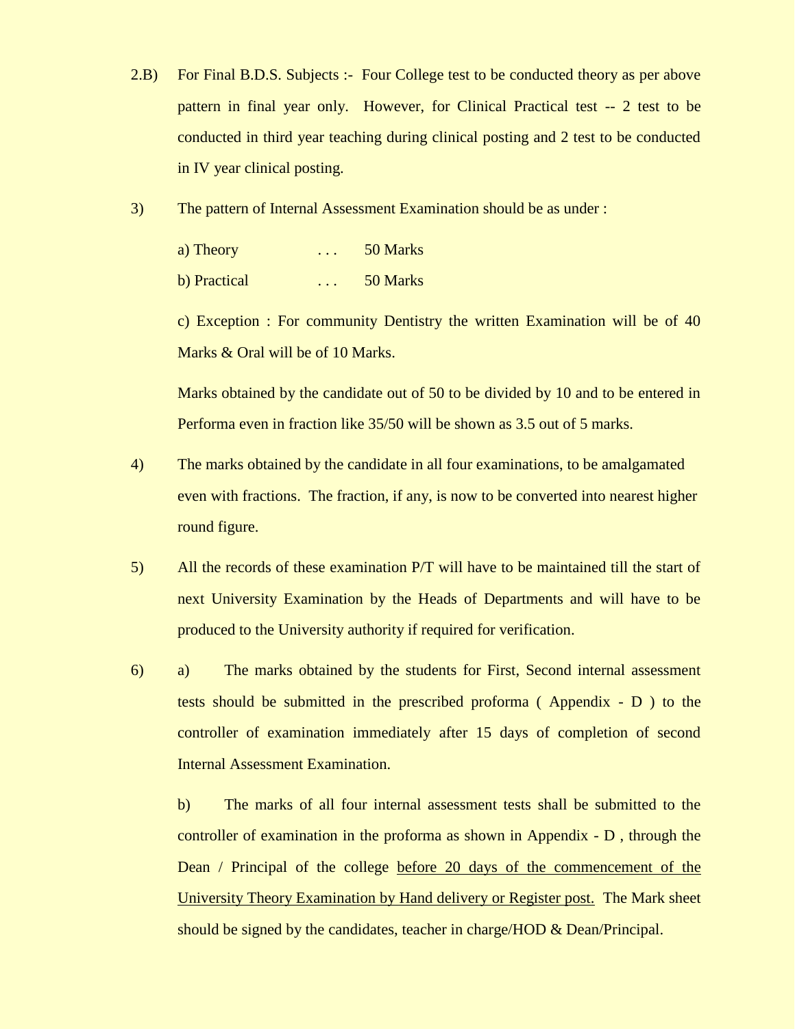2.B) For Final B.D.S. Subjects :- Four College test to be conducted theory as per above pattern in final year only. However, for Clinical Practical test -- 2 test to be conducted in third year teaching during clinical posting and 2 test to be conducted in IV year clinical posting.

3) The pattern of Internal Assessment Examination should be as under :

a) Theory . . . 50 Marks

b) Practical . . . 50 Marks

c) Exception : For community Dentistry the written Examination will be of 40 Marks & Oral will be of 10 Marks.

Marks obtained by the candidate out of 50 to be divided by 10 and to be entered in Performa even in fraction like 35/50 will be shown as 3.5 out of 5 marks.

4) The marks obtained by the candidate in all four examinations, to be amalgamated even with fractions. The fraction, if any, is now to be converted into nearest higher round figure.

5) All the records of these examination P/T will have to be maintained till the start of next University Examination by the Heads of Departments and will have to be produced to the University authority if required for verification.

6) a) The marks obtained by the students for First, Second internal assessment tests should be submitted in the prescribed proforma ( Appendix - D ) to the controller of examination immediately after 15 days of completion of second Internal Assessment Examination.

b) The marks of all four internal assessment tests shall be submitted to the controller of examination in the proforma as shown in Appendix - D , through the Dean / Principal of the college <u>before 20 days of the commencement of the University Theory Examination by Hand delivery or Register post.</u> The Mark sheet should be signed by the candidates, teacher in charge/HOD & Dean/Principal.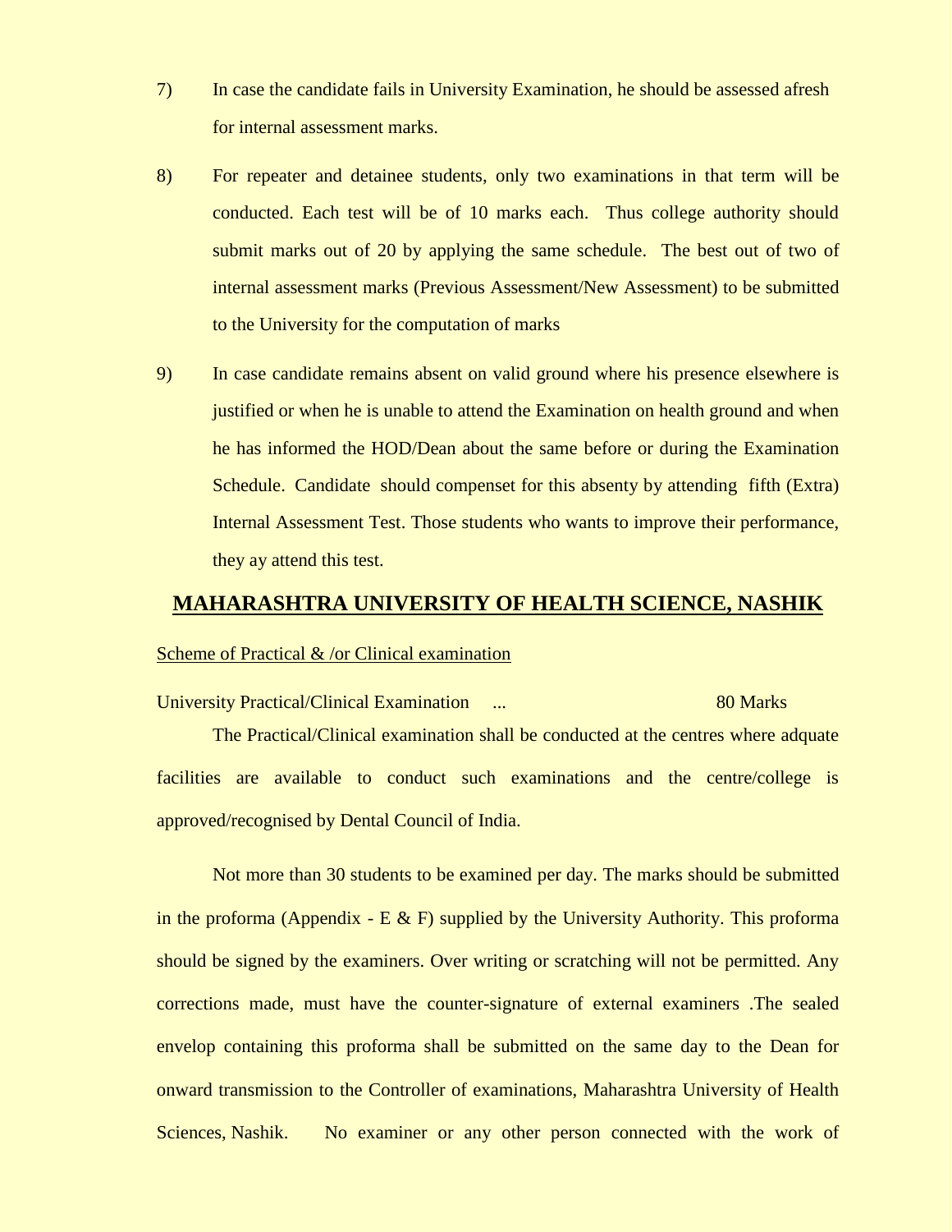7) In case the candidate fails in University Examination, he should be assessed afresh for internal assessment marks.

8) For repeater and detainee students, only two examinations in that term will be conducted. Each test will be of 10 marks each. Thus college authority should submit marks out of 20 by applying the same schedule. The best out of two of internal assessment marks (Previous Assessment/New Assessment) to be submitted to the University for the computation of marks

9) In case candidate remains absent on valid ground where his presence elsewhere is justified or when he is unable to attend the Examination on health ground and when he has informed the HOD/Dean about the same before or during the Examination Schedule. Candidate should compenset for this absenty by attending fifth (Extra) Internal Assessment Test. Those students who wants to improve their performance, they ay attend this test.

## MAHARASHTRA UNIVERSITY OF HEALTH SCIENCE, NASHIK

Scheme of Practical & /or Clinical examination

University Practical/Clinical Examination ... 80 Marks

The Practical/Clinical examination shall be conducted at the centres where adquate facilities are available to conduct such examinations and the centre/college is approved/recognised by Dental Council of India.

Not more than 30 students to be examined per day. The marks should be submitted in the proforma (Appendix - E & F) supplied by the University Authority. This proforma should be signed by the examiners. Over writing or scratching will not be permitted. Any corrections made, must have the counter-signature of external examiners .The sealed envelop containing this proforma shall be submitted on the same day to the Dean for onward transmission to the Controller of examinations, Maharashtra University of Health Sciences, Nashik. No examiner or any other person connected with the work of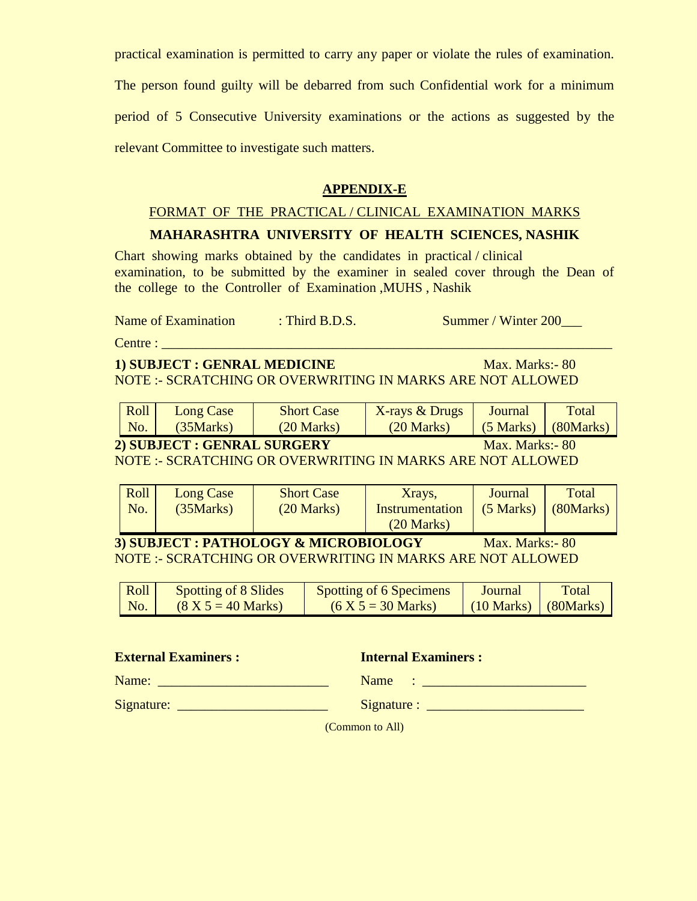practical examination is permitted to carry any paper or violate the rules of examination. The person found guilty will be debarred from such Confidential work for a minimum period of 5 Consecutive University examinations or the actions as suggested by the relevant Committee to investigate such matters.

## APPENDIX-E

FORMAT OF THE PRACTICAL / CLINICAL EXAMINATION MARKS

**MAHARASHTRA UNIVERSITY OF HEALTH SCIENCES, NASHIK**

Chart showing marks obtained by the candidates in practical / clinical examination, to be submitted by the examiner in sealed cover through the Dean of the college to the Controller of Examination ,MUHS , Nashik

Name of Examination : Third B.D.S. Summer / Winter 200___

Centre : ____________________________________________

**1) SUBJECT : GENRAL MEDICINE** Max. Marks:- 80

NOTE :- SCRATCHING OR OVERWRITING IN MARKS ARE NOT ALLOWED

| Roll No. | Long Case (35Marks) | Short Case (20 Marks) | X-rays & Drugs (20 Marks) | Journal (5 Marks) | Total (80Marks) |
|---|---|---|---|---|---|

**2) SUBJECT : GENRAL SURGERY** Max. Marks:- 80

NOTE :- SCRATCHING OR OVERWRITING IN MARKS ARE NOT ALLOWED

| Roll No. | Long Case (35Marks) | Short Case (20 Marks) | Xrays, Instrumentation (20 Marks) | Journal (5 Marks) | Total (80Marks) |
|---|---|---|---|---|---|

**3) SUBJECT : PATHOLOGY & MICROBIOLOGY** Max. Marks:- 80

NOTE :- SCRATCHING OR OVERWRITING IN MARKS ARE NOT ALLOWED

| Roll No. | Spotting of 8 Slides (8 X 5 = 40 Marks) | Spotting of 6 Specimens (6 X 5 = 30 Marks) | Journal (10 Marks) | Total (80Marks) |
|---|---|---|---|---|

**External Examiners :**

Name: ________________________

Signature: ______________________

**Internal Examiners :**

Name : ________________________

Signature : ______________________

(Common to All)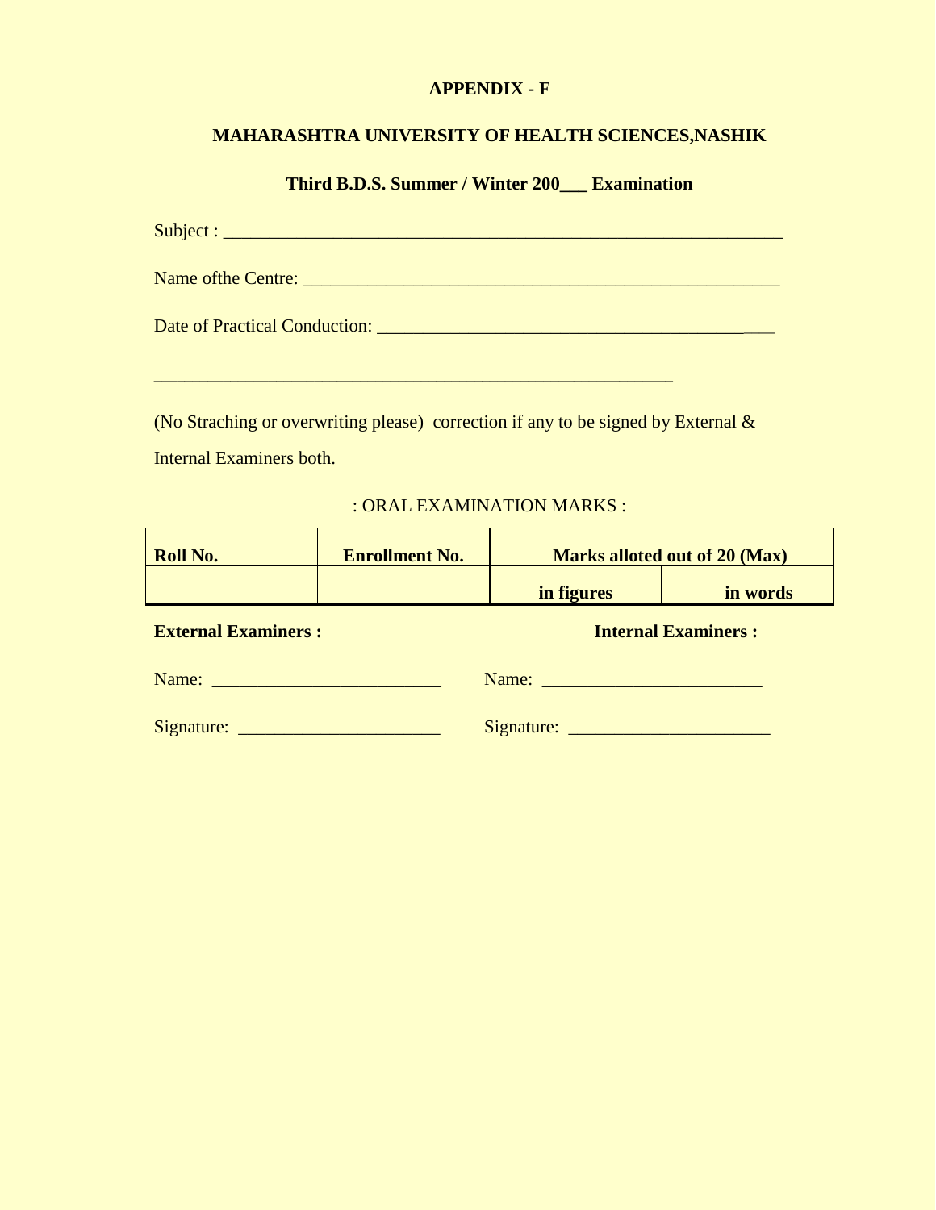**APPENDIX - F**

**MAHARASHTRA UNIVERSITY OF HEALTH SCIENCES,NASHIK**

**Third B.D.S. Summer / Winter 200___ Examination**

Subject : _______________________________________________________________

Name ofthe Centre: ______________________________________________________

Date of Practical Conduction: _____________________________________________

____________________________________________________________

(No Straching or overwriting please) correction if any to be signed by External & Internal Examiners both.

: ORAL EXAMINATION MARKS :

| Roll No. | Enrollment No. | Marks alloted out of 20 (Max) | |
|---|---|---|---|
| | | in figures | in words |

**External Examiners :** **Internal Examiners :**

Name: ________________________ Name: ________________________

Signature: _____________________ Signature: _____________________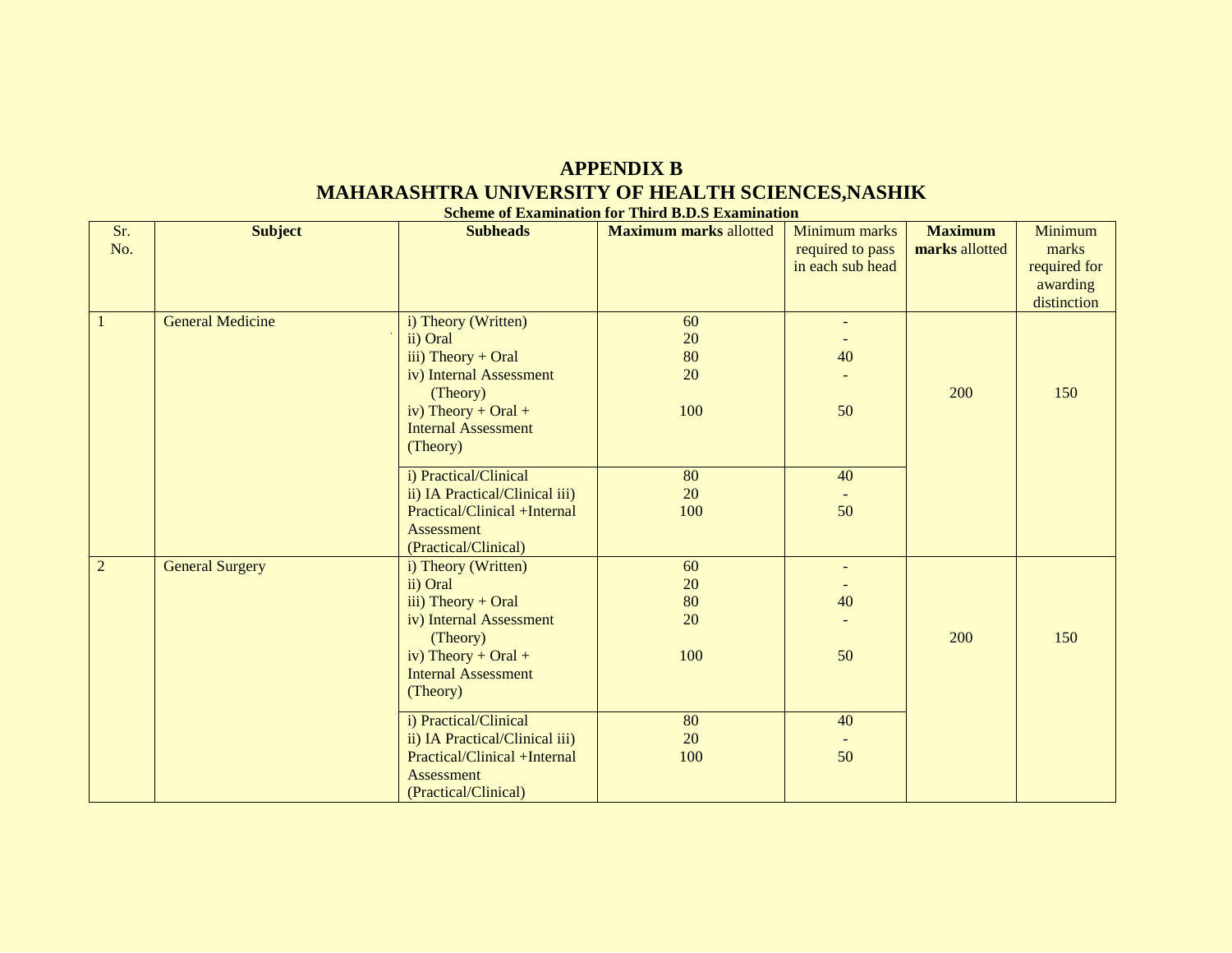# APPENDIX B

# MAHARASHTRA UNIVERSITY OF HEALTH SCIENCES,NASHIK

**Scheme of Examination for Third B.D.S Examination**

| Sr. No. | Subject | Subheads | **Maximum marks** allotted | Minimum marks required to pass in each sub head | **Maximum marks** allotted | Minimum marks required for awarding distinction |
|---|---|---|---|---|---|---|
| 1 | General Medicine | i) Theory (Written)<br>ii) Oral<br>iii) Theory + Oral<br>iv) Internal Assessment (Theory)<br>iv) Theory + Oral + Internal Assessment (Theory) | 60<br>20<br>80<br>20<br>100 | -<br>-<br>40<br>-<br>50 | 200 | 150 |
| | | i) Practical/Clinical<br>ii) IA Practical/Clinical iii) Practical/Clinical +Internal Assessment (Practical/Clinical) | 80<br>20<br>100 | 40<br>-<br>50 | | |
| 2 | General Surgery | i) Theory (Written)<br>ii) Oral<br>iii) Theory + Oral<br>iv) Internal Assessment (Theory)<br>iv) Theory + Oral + Internal Assessment (Theory) | 60<br>20<br>80<br>20<br>100 | -<br>-<br>40<br>-<br>50 | 200 | 150 |
| | | i) Practical/Clinical<br>ii) IA Practical/Clinical iii) Practical/Clinical +Internal Assessment (Practical/Clinical) | 80<br>20<br>100 | 40<br>-<br>50 | | |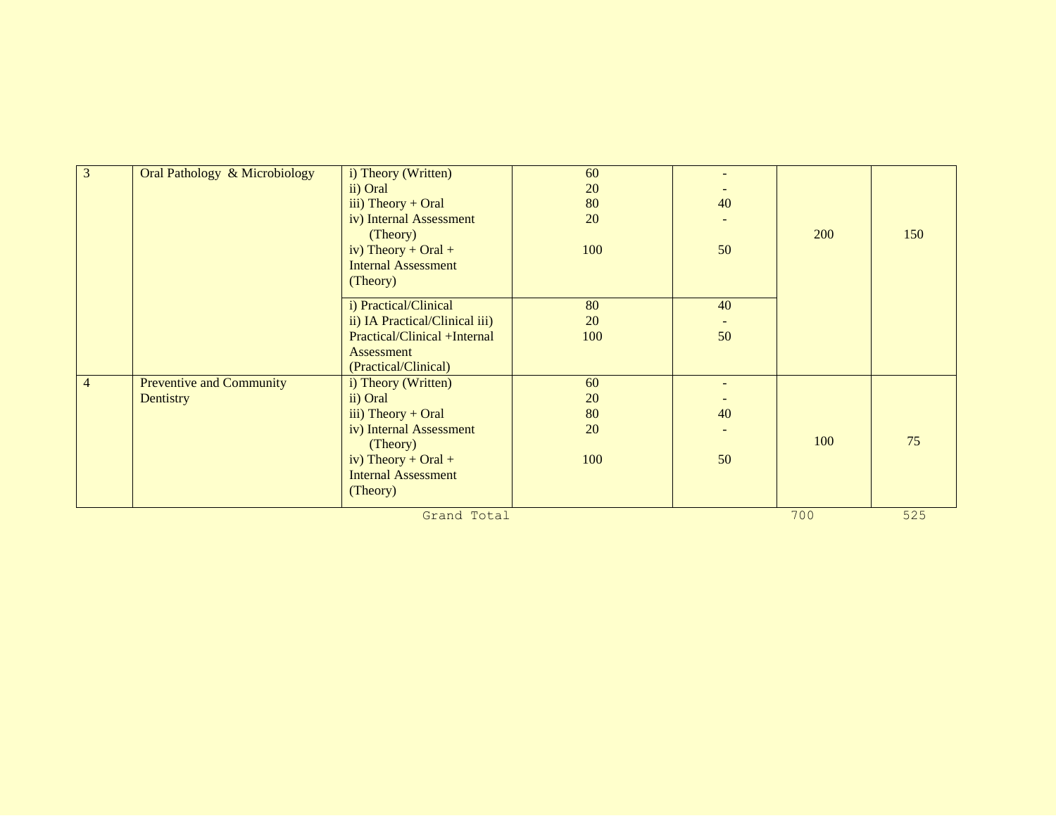| | | | | | | |
|---|---|---|---|---|---|---|
| 3 | Oral Pathology & Microbiology | i) Theory (Written)<br>ii) Oral<br>iii) Theory + Oral<br>iv) Internal Assessment (Theory)<br>iv) Theory + Oral + Internal Assessment (Theory) | 60<br>20<br>80<br>20<br><br>100 | -<br>-<br>40<br>-<br><br>50 | 200 | 150 |
| | | i) Practical/Clinical<br>ii) IA Practical/Clinical iii) Practical/Clinical +Internal Assessment (Practical/Clinical) | 80<br>20<br>100 | 40<br>-<br>50 | | |
| 4 | Preventive and Community Dentistry | i) Theory (Written)<br>ii) Oral<br>iii) Theory + Oral<br>iv) Internal Assessment (Theory)<br>iv) Theory + Oral + Internal Assessment (Theory) | 60<br>20<br>80<br>20<br><br>100 | -<br>-<br>40<br>-<br><br>50 | 100 | 75 |
| | | Grand Total | | | 700 | 525 |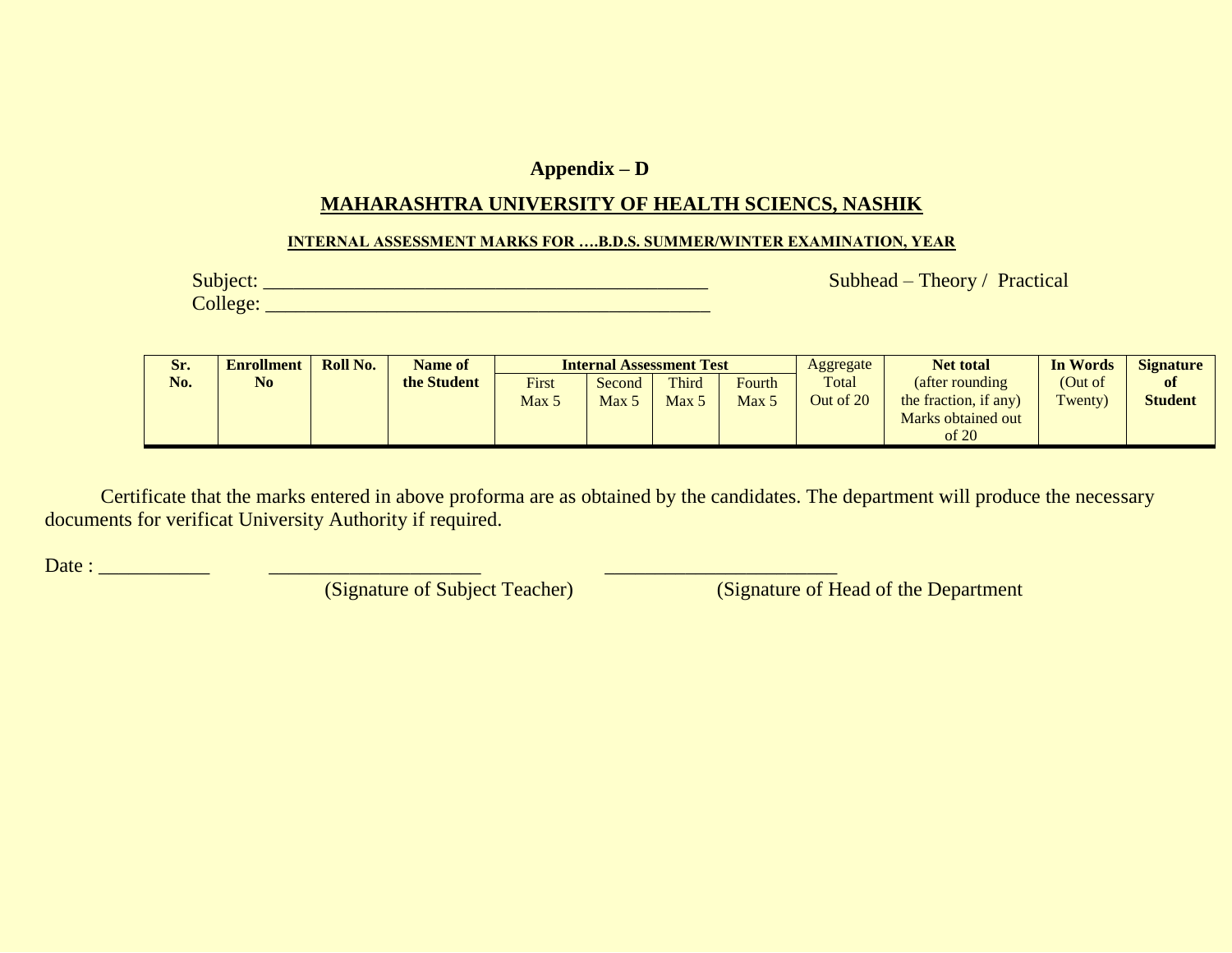**Appendix – D**

## MAHARASHTRA UNIVERSITY OF HEALTH SCIENCS, NASHIK

### INTERNAL ASSESSMENT MARKS FOR ….B.D.S. SUMMER/WINTER EXAMINATION, YEAR

Subject: ___________________________________________ Subhead – Theory / Practical

College: ___________________________________________

| Sr. No. | Enrollment No | Roll No. | Name of the Student | Internal Assessment Test | | | | Aggregate Total Out of 20 | Net total (after rounding the fraction, if any) Marks obtained out of 20 | In Words (Out of Twenty) | Signature of Student |
|---|---|---|---|---|---|---|---|---|---|---|---|
| | | | | First Max 5 | Second Max 5 | Third Max 5 | Fourth Max 5 | | | | |

Certificate that the marks entered in above proforma are as obtained by the candidates. The department will produce the necessary documents for verificat University Authority if required.

Date : ___________ _____________________ _______________________

(Signature of Subject Teacher) (Signature of Head of the Department